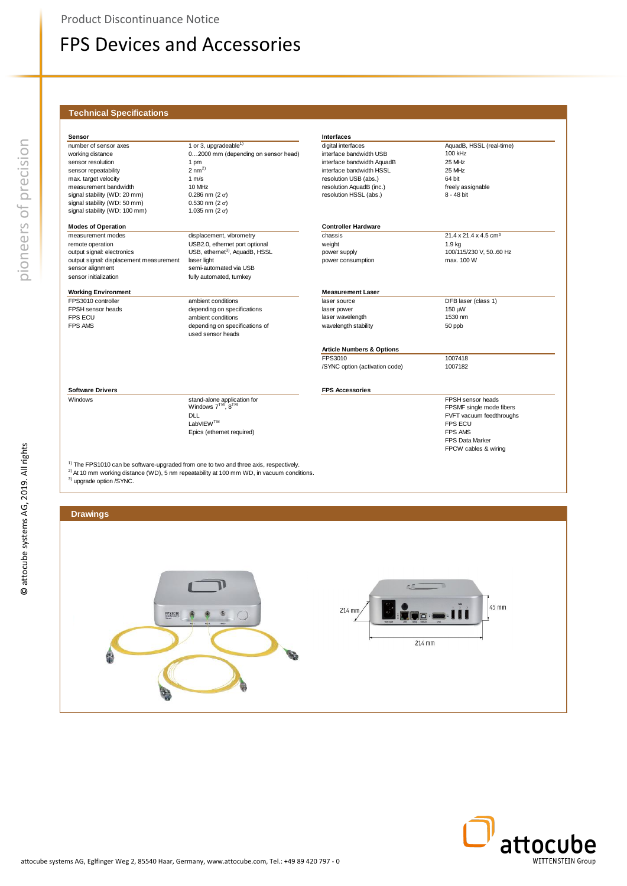Product Discontinuance Notice

# FPS Devices and Accessories

## Technical Specifications

| Sensor | |
|---|---|
| number of sensor axes | 1 or 3, upgradeable[1] |
| working distance | 0…2000 mm (depending on sensor head) |
| sensor resolution | 1 pm |
| sensor repeatability | 2 nm[2] |
| max. target velocity | 1 m/s |
| measurement bandwidth | 10 MHz |
| signal stability (WD: 20 mm) | 0.286 nm (2 σ) |
| signal stability (WD: 50 mm) | 0.530 nm (2 σ) |
| signal stability (WD: 100 mm) | 1.035 nm (2 σ) |

| Modes of Operation | |
|---|---|
| measurement modes | displacement, vibrometry |
| remote operation | USB2.0, ethernet port optional |
| output signal: electronics | USB, ethernet[3], AquadB, HSSL |
| output signal: displacement measurement | laser light |
| sensor alignment | semi-automated via USB |
| sensor initialization | fully automated, turnkey |

| Working Environment | |
|---|---|
| FPS3010 controller | ambient conditions |
| FPSH sensor heads | depending on specifications |
| FPS ECU | ambient conditions |
| FPS AMS | depending on specifications of used sensor heads |

| Software Drivers | |
|---|---|
| Windows | stand-alone application for Windows 7™, 8™ |
| | DLL |
| | LabVIEW™ |
| | Epics (ethernet required) |

| Interfaces | |
|---|---|
| digital interfaces | AquadB, HSSL (real-time) |
| interface bandwidth USB | 100 kHz |
| interface bandwidth AquadB | 25 MHz |
| interface bandwidth HSSL | 25 MHz |
| resolution USB (abs.) | 64 bit |
| resolution AquadB (inc.) | freely assignable |
| resolution HSSL (abs.) | 8 - 48 bit |

| Controller Hardware | |
|---|---|
| chassis | 21.4 x 21.4 x 4.5 cm³ |
| weight | 1.9 kg |
| power supply | 100/115/230 V, 50..60 Hz |
| power consumption | max. 100 W |

| Measurement Laser | |
|---|---|
| laser source | DFB laser (class 1) |
| laser power | 150 µW |
| laser wavelength | 1530 nm |
| wavelength stability | 50 ppb |

| Article Numbers & Options | |
|---|---|
| FPS3010 | 1007418 |
| /SYNC option (activation code) | 1007182 |

| FPS Accessories | |
|---|---|
| | FPSH sensor heads |
| | FPSMF single mode fibers |
| | FVFT vacuum feedthroughs |
| | FPS ECU |
| | FPS AMS |
| | FPS Data Marker |
| | FPCW cables & wiring |

[1] The FPS1010 can be software-upgraded from one to two and three axis, respectively.
[2] At 10 mm working distance (WD), 5 nm repeatability at 100 mm WD, in vacuum conditions.
[3] upgrade option /SYNC.

## Drawings

214 mm

45 mm

214 mm

attocube systems AG, Eglfinger Weg 2, 85540 Haar, Germany, www.attocube.com, Tel.: +49 89 420 797 - 0

© attocube systems AG, 2019. All rights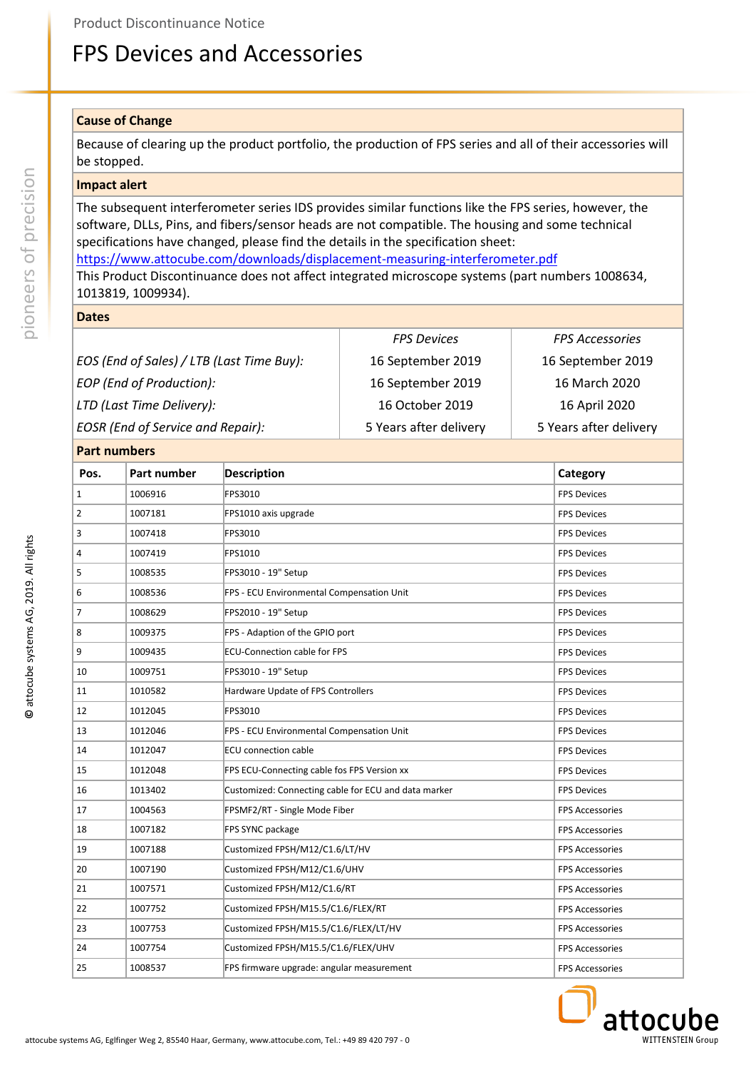Product Discontinuance Notice

# FPS Devices and Accessories

## Cause of Change

Because of clearing up the product portfolio, the production of FPS series and all of their accessories will be stopped.

## Impact alert

The subsequent interferometer series IDS provides similar functions like the FPS series, however, the software, DLLs, Pins, and fibers/sensor heads are not compatible. The housing and some technical specifications have changed, please find the details in the specification sheet:
https://www.attocube.com/downloads/displacement-measuring-interferometer.pdf
This Product Discontinuance does not affect integrated microscope systems (part numbers 1008634, 1013819, 1009934).

## Dates

| | *FPS Devices* | *FPS Accessories* |
|---|---|---|
| *EOS (End of Sales) / LTB (Last Time Buy):* | 16 September 2019 | 16 September 2019 |
| *EOP (End of Production):* | 16 September 2019 | 16 March 2020 |
| *LTD (Last Time Delivery):* | 16 October 2019 | 16 April 2020 |
| *EOSR (End of Service and Repair):* | 5 Years after delivery | 5 Years after delivery |

## Part numbers

| Pos. | Part number | Description | Category |
|---|---|---|---|
| 1 | 1006916 | FPS3010 | FPS Devices |
| 2 | 1007181 | FPS1010 axis upgrade | FPS Devices |
| 3 | 1007418 | FPS3010 | FPS Devices |
| 4 | 1007419 | FPS1010 | FPS Devices |
| 5 | 1008535 | FPS3010 - 19" Setup | FPS Devices |
| 6 | 1008536 | FPS - ECU Environmental Compensation Unit | FPS Devices |
| 7 | 1008629 | FPS2010 - 19" Setup | FPS Devices |
| 8 | 1009375 | FPS - Adaption of the GPIO port | FPS Devices |
| 9 | 1009435 | ECU-Connection cable for FPS | FPS Devices |
| 10 | 1009751 | FPS3010 - 19" Setup | FPS Devices |
| 11 | 1010582 | Hardware Update of FPS Controllers | FPS Devices |
| 12 | 1012045 | FPS3010 | FPS Devices |
| 13 | 1012046 | FPS - ECU Environmental Compensation Unit | FPS Devices |
| 14 | 1012047 | ECU connection cable | FPS Devices |
| 15 | 1012048 | FPS ECU-Connecting cable fos FPS Version xx | FPS Devices |
| 16 | 1013402 | Customized: Connecting cable for ECU and data marker | FPS Devices |
| 17 | 1004563 | FPSMF2/RT - Single Mode Fiber | FPS Accessories |
| 18 | 1007182 | FPS SYNC package | FPS Accessories |
| 19 | 1007188 | Customized FPSH/M12/C1.6/LT/HV | FPS Accessories |
| 20 | 1007190 | Customized FPSH/M12/C1.6/UHV | FPS Accessories |
| 21 | 1007571 | Customized FPSH/M12/C1.6/RT | FPS Accessories |
| 22 | 1007752 | Customized FPSH/M15.5/C1.6/FLEX/RT | FPS Accessories |
| 23 | 1007753 | Customized FPSH/M15.5/C1.6/FLEX/LT/HV | FPS Accessories |
| 24 | 1007754 | Customized FPSH/M15.5/C1.6/FLEX/UHV | FPS Accessories |
| 25 | 1008537 | FPS firmware upgrade: angular measurement | FPS Accessories |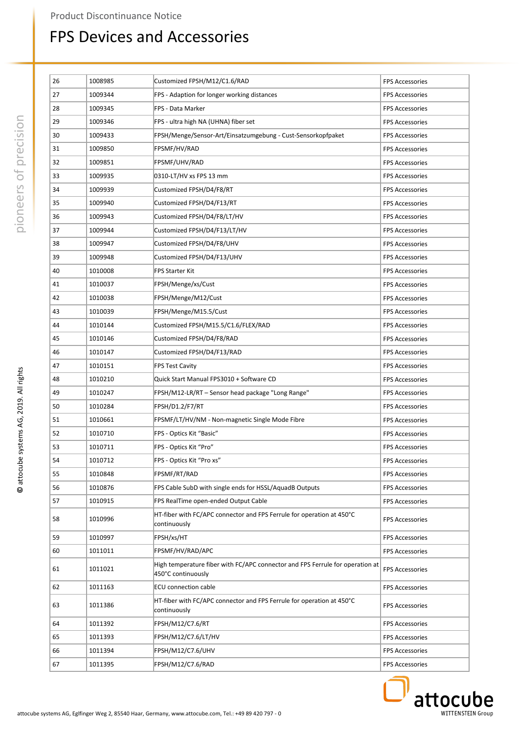| 26 | 1008985 | Customized FPSH/M12/C1.6/RAD | FPS Accessories |
|---|---|---|---|
| 27 | 1009344 | FPS - Adaption for longer working distances | FPS Accessories |
| 28 | 1009345 | FPS - Data Marker | FPS Accessories |
| 29 | 1009346 | FPS - ultra high NA (UHNA) fiber set | FPS Accessories |
| 30 | 1009433 | FPSH/Menge/Sensor-Art/Einsatzumgebung - Cust-Sensorkopfpaket | FPS Accessories |
| 31 | 1009850 | FPSMF/HV/RAD | FPS Accessories |
| 32 | 1009851 | FPSMF/UHV/RAD | FPS Accessories |
| 33 | 1009935 | 0310-LT/HV xs FPS 13 mm | FPS Accessories |
| 34 | 1009939 | Customized FPSH/D4/F8/RT | FPS Accessories |
| 35 | 1009940 | Customized FPSH/D4/F13/RT | FPS Accessories |
| 36 | 1009943 | Customized FPSH/D4/F8/LT/HV | FPS Accessories |
| 37 | 1009944 | Customized FPSH/D4/F13/LT/HV | FPS Accessories |
| 38 | 1009947 | Customized FPSH/D4/F8/UHV | FPS Accessories |
| 39 | 1009948 | Customized FPSH/D4/F13/UHV | FPS Accessories |
| 40 | 1010008 | FPS Starter Kit | FPS Accessories |
| 41 | 1010037 | FPSH/Menge/xs/Cust | FPS Accessories |
| 42 | 1010038 | FPSH/Menge/M12/Cust | FPS Accessories |
| 43 | 1010039 | FPSH/Menge/M15.5/Cust | FPS Accessories |
| 44 | 1010144 | Customized FPSH/M15.5/C1.6/FLEX/RAD | FPS Accessories |
| 45 | 1010146 | Customized FPSH/D4/F8/RAD | FPS Accessories |
| 46 | 1010147 | Customized FPSH/D4/F13/RAD | FPS Accessories |
| 47 | 1010151 | FPS Test Cavity | FPS Accessories |
| 48 | 1010210 | Quick Start Manual FPS3010 + Software CD | FPS Accessories |
| 49 | 1010247 | FPSH/M12-LR/RT – Sensor head package "Long Range" | FPS Accessories |
| 50 | 1010284 | FPSH/D1.2/F7/RT | FPS Accessories |
| 51 | 1010661 | FPSMF/LT/HV/NM - Non-magnetic Single Mode Fibre | FPS Accessories |
| 52 | 1010710 | FPS - Optics Kit “Basic” | FPS Accessories |
| 53 | 1010711 | FPS - Optics Kit “Pro” | FPS Accessories |
| 54 | 1010712 | FPS - Optics Kit “Pro xs” | FPS Accessories |
| 55 | 1010848 | FPSMF/RT/RAD | FPS Accessories |
| 56 | 1010876 | FPS Cable SubD with single ends for HSSL/AquadB Outputs | FPS Accessories |
| 57 | 1010915 | FPS RealTime open-ended Output Cable | FPS Accessories |
| 58 | 1010996 | HT-fiber with FC/APC connector and FPS Ferrule for operation at 450°C continuously | FPS Accessories |
| 59 | 1010997 | FPSH/xs/HT | FPS Accessories |
| 60 | 1011011 | FPSMF/HV/RAD/APC | FPS Accessories |
| 61 | 1011021 | High temperature fiber with FC/APC connector and FPS Ferrule for operation at 450°C continuously | FPS Accessories |
| 62 | 1011163 | ECU connection cable | FPS Accessories |
| 63 | 1011386 | HT-fiber with FC/APC connector and FPS Ferrule for operation at 450°C continuously | FPS Accessories |
| 64 | 1011392 | FPSH/M12/C7.6/RT | FPS Accessories |
| 65 | 1011393 | FPSH/M12/C7.6/LT/HV | FPS Accessories |
| 66 | 1011394 | FPSH/M12/C7.6/UHV | FPS Accessories |
| 67 | 1011395 | FPSH/M12/C7.6/RAD | FPS Accessories |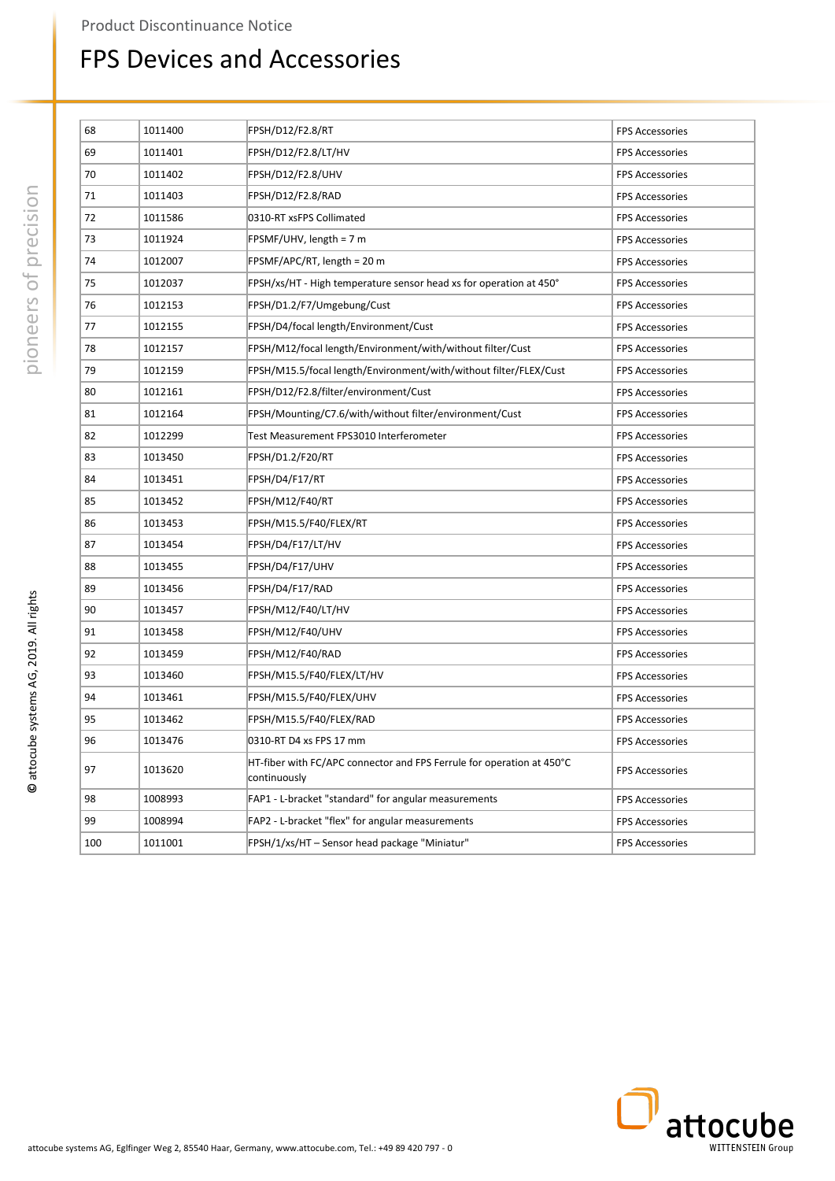| | | | |
|---|---|---|---|
| 68 | 1011400 | FPSH/D12/F2.8/RT | FPS Accessories |
| 69 | 1011401 | FPSH/D12/F2.8/LT/HV | FPS Accessories |
| 70 | 1011402 | FPSH/D12/F2.8/UHV | FPS Accessories |
| 71 | 1011403 | FPSH/D12/F2.8/RAD | FPS Accessories |
| 72 | 1011586 | 0310-RT xsFPS Collimated | FPS Accessories |
| 73 | 1011924 | FPSMF/UHV, length = 7 m | FPS Accessories |
| 74 | 1012007 | FPSMF/APC/RT, length = 20 m | FPS Accessories |
| 75 | 1012037 | FPSH/xs/HT - High temperature sensor head xs for operation at 450° | FPS Accessories |
| 76 | 1012153 | FPSH/D1.2/F7/Umgebung/Cust | FPS Accessories |
| 77 | 1012155 | FPSH/D4/focal length/Environment/Cust | FPS Accessories |
| 78 | 1012157 | FPSH/M12/focal length/Environment/with/without filter/Cust | FPS Accessories |
| 79 | 1012159 | FPSH/M15.5/focal length/Environment/with/without filter/FLEX/Cust | FPS Accessories |
| 80 | 1012161 | FPSH/D12/F2.8/filter/environment/Cust | FPS Accessories |
| 81 | 1012164 | FPSH/Mounting/C7.6/with/without filter/environment/Cust | FPS Accessories |
| 82 | 1012299 | Test Measurement FPS3010 Interferometer | FPS Accessories |
| 83 | 1013450 | FPSH/D1.2/F20/RT | FPS Accessories |
| 84 | 1013451 | FPSH/D4/F17/RT | FPS Accessories |
| 85 | 1013452 | FPSH/M12/F40/RT | FPS Accessories |
| 86 | 1013453 | FPSH/M15.5/F40/FLEX/RT | FPS Accessories |
| 87 | 1013454 | FPSH/D4/F17/LT/HV | FPS Accessories |
| 88 | 1013455 | FPSH/D4/F17/UHV | FPS Accessories |
| 89 | 1013456 | FPSH/D4/F17/RAD | FPS Accessories |
| 90 | 1013457 | FPSH/M12/F40/LT/HV | FPS Accessories |
| 91 | 1013458 | FPSH/M12/F40/UHV | FPS Accessories |
| 92 | 1013459 | FPSH/M12/F40/RAD | FPS Accessories |
| 93 | 1013460 | FPSH/M15.5/F40/FLEX/LT/HV | FPS Accessories |
| 94 | 1013461 | FPSH/M15.5/F40/FLEX/UHV | FPS Accessories |
| 95 | 1013462 | FPSH/M15.5/F40/FLEX/RAD | FPS Accessories |
| 96 | 1013476 | 0310-RT D4 xs FPS 17 mm | FPS Accessories |
| 97 | 1013620 | HT-fiber with FC/APC connector and FPS Ferrule for operation at 450°C continuously | FPS Accessories |
| 98 | 1008993 | FAP1 - L-bracket "standard" for angular measurements | FPS Accessories |
| 99 | 1008994 | FAP2 - L-bracket "flex" for angular measurements | FPS Accessories |
| 100 | 1011001 | FPSH/1/xs/HT – Sensor head package "Miniatur" | FPS Accessories |